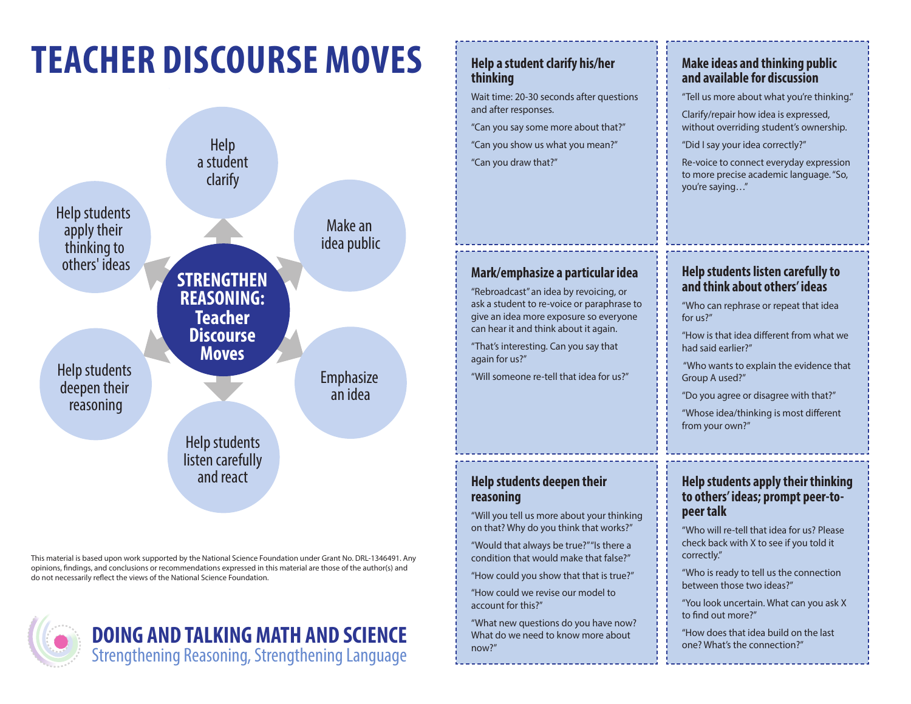# TEACHER DISCOURSE MOVES

**STRENGTHEN REASONING: Teacher Discourse Moves**

- Help a student clarify
- Make an idea public
- Emphasize an idea
- Help students listen carefully and react
- Help students deepen their reasoning
- Help students apply their thinking to others' ideas

This material is based upon work supported by the National Science Foundation under Grant No. DRL-1346491. Any opinions, findings, and conclusions or recommendations expressed in this material are those of the author(s) and do not necessarily reflect the views of the National Science Foundation.

**DOING AND TALKING MATH AND SCIENCE**
Strengthening Reasoning, Strengthening Language

## Help a student clarify his/her thinking

Wait time: 20-30 seconds after questions and after responses.

"Can you say some more about that?"

"Can you show us what you mean?"

"Can you draw that?"

## Make ideas and thinking public and available for discussion

"Tell us more about what you're thinking."

Clarify/repair how idea is expressed, without overriding student's ownership.

"Did I say your idea correctly?"

Re-voice to connect everyday expression to more precise academic language. "So, you're saying…"

## Mark/emphasize a particular idea

"Rebroadcast" an idea by revoicing, or ask a student to re-voice or paraphrase to give an idea more exposure so everyone can hear it and think about it again.

"That's interesting. Can you say that again for us?"

"Will someone re-tell that idea for us?"

## Help students listen carefully to and think about others' ideas

"Who can rephrase or repeat that idea for us?"

"How is that idea different from what we had said earlier?"

"Who wants to explain the evidence that Group A used?"

"Do you agree or disagree with that?"

"Whose idea/thinking is most different from your own?"

## Help students deepen their reasoning

"Will you tell us more about your thinking on that? Why do you think that works?"

"Would that always be true?" "Is there a condition that would make that false?"

"How could you show that that is true?"

"How could we revise our model to account for this?"

"What new questions do you have now? What do we need to know more about now?"

## Help students apply their thinking to others' ideas; prompt peer-to-peer talk

"Who will re-tell that idea for us? Please check back with X to see if you told it correctly."

"Who is ready to tell us the connection between those two ideas?"

"You look uncertain. What can you ask X to find out more?"

"How does that idea build on the last one? What's the connection?"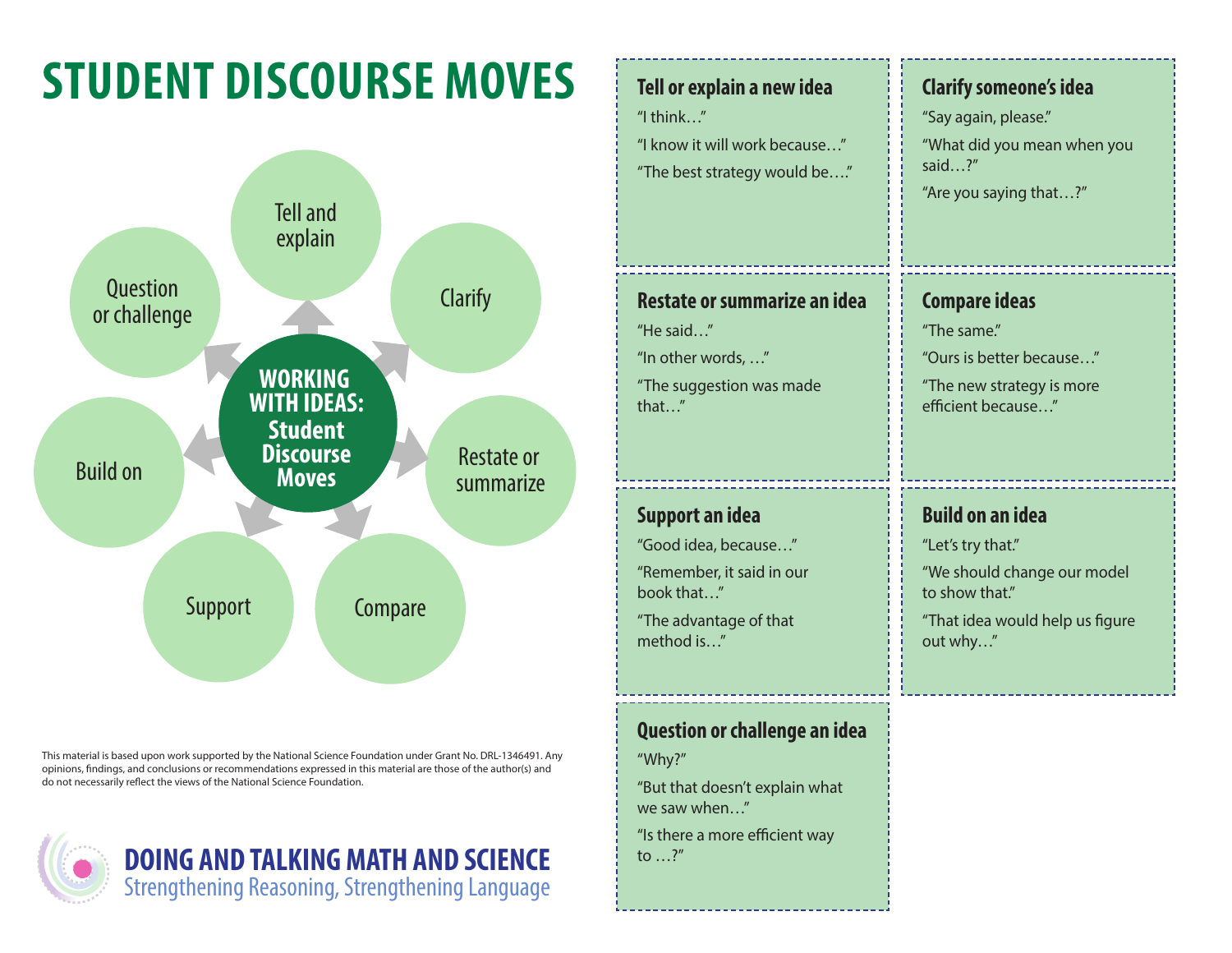# STUDENT DISCOURSE MOVES

WORKING WITH IDEAS: Student Discourse Moves

Tell and explain

Clarify

Restate or summarize

Compare

Support

Build on

Question or challenge

### Tell or explain a new idea

"I think…"

"I know it will work because…"

"The best strategy would be…."

### Clarify someone's idea

"Say again, please."

"What did you mean when you said…?"

"Are you saying that…?"

### Restate or summarize an idea

"He said…"

"In other words, …"

"The suggestion was made that…"

### Compare ideas

"The same."

"Ours is better because…"

"The new strategy is more efficient because…"

### Support an idea

"Good idea, because…"

"Remember, it said in our book that…"

"The advantage of that method is…"

### Build on an idea

"Let's try that."

"We should change our model to show that."

"That idea would help us figure out why…"

### Question or challenge an idea

"Why?"

"But that doesn't explain what we saw when…"

"Is there a more efficient way to …?"

This material is based upon work supported by the National Science Foundation under Grant No. DRL-1346491. Any opinions, findings, and conclusions or recommendations expressed in this material are those of the author(s) and do not necessarily reflect the views of the National Science Foundation.

**DOING AND TALKING MATH AND SCIENCE**
Strengthening Reasoning, Strengthening Language